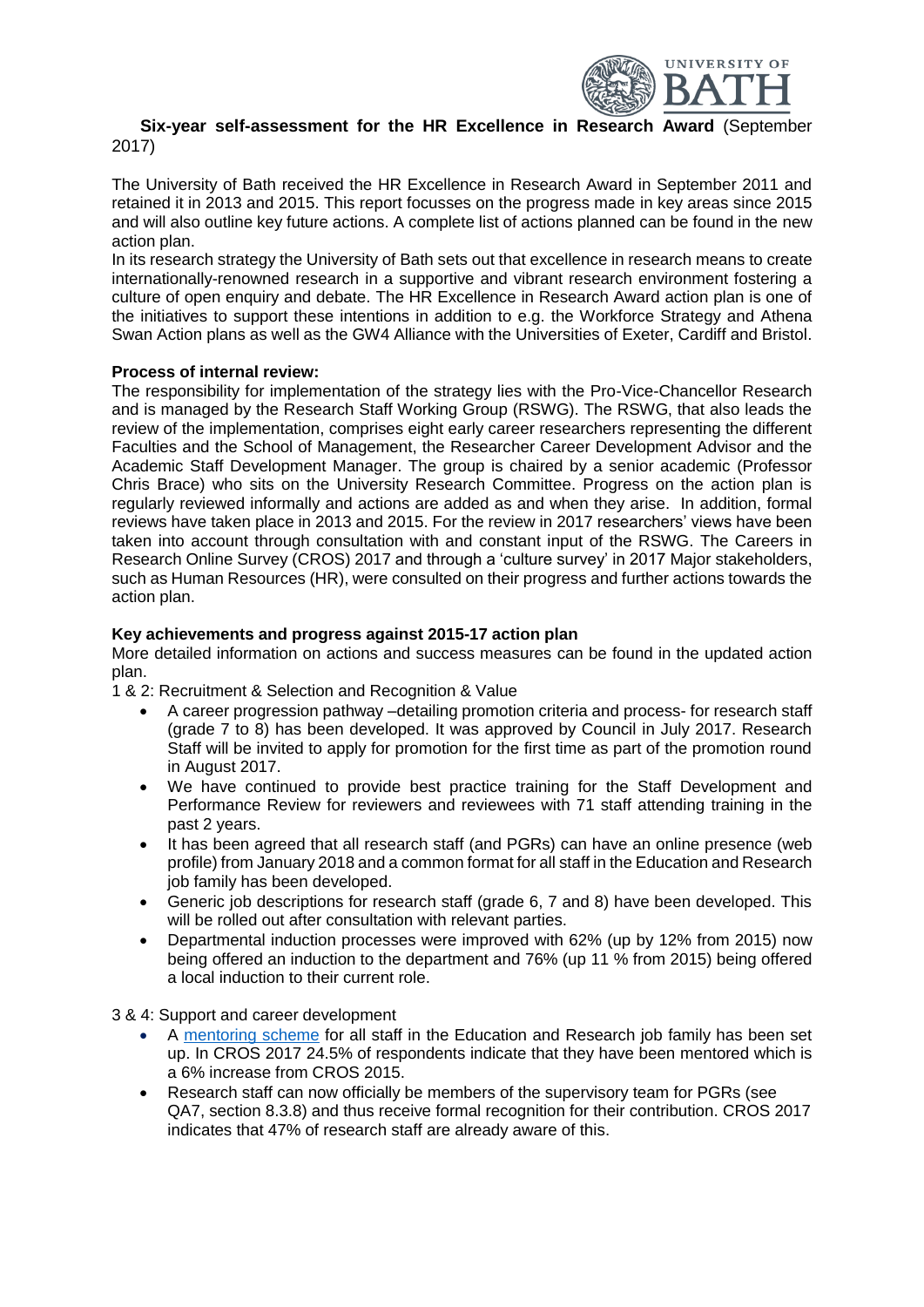**Six-year self-assessment for the HR Excellence in Research Award** (September 2017)

The University of Bath received the HR Excellence in Research Award in September 2011 and retained it in 2013 and 2015. This report focusses on the progress made in key areas since 2015 and will also outline key future actions. A complete list of actions planned can be found in the new action plan.

In its research strategy the University of Bath sets out that excellence in research means to create internationally-renowned research in a supportive and vibrant research environment fostering a culture of open enquiry and debate. The HR Excellence in Research Award action plan is one of the initiatives to support these intentions in addition to e.g. the Workforce Strategy and Athena Swan Action plans as well as the GW4 Alliance with the Universities of Exeter, Cardiff and Bristol.

**Process of internal review:**

The responsibility for implementation of the strategy lies with the Pro-Vice-Chancellor Research and is managed by the Research Staff Working Group (RSWG). The RSWG, that also leads the review of the implementation, comprises eight early career researchers representing the different Faculties and the School of Management, the Researcher Career Development Advisor and the Academic Staff Development Manager. The group is chaired by a senior academic (Professor Chris Brace) who sits on the University Research Committee. Progress on the action plan is regularly reviewed informally and actions are added as and when they arise. In addition, formal reviews have taken place in 2013 and 2015. For the review in 2017 researchers' views have been taken into account through consultation with and constant input of the RSWG. The Careers in Research Online Survey (CROS) 2017 and through a 'culture survey' in 2017 Major stakeholders, such as Human Resources (HR), were consulted on their progress and further actions towards the action plan.

**Key achievements and progress against 2015-17 action plan**

More detailed information on actions and success measures can be found in the updated action plan.

1 & 2: Recruitment & Selection and Recognition & Value

- A career progression pathway –detailing promotion criteria and process- for research staff (grade 7 to 8) has been developed. It was approved by Council in July 2017. Research Staff will be invited to apply for promotion for the first time as part of the promotion round in August 2017.
- We have continued to provide best practice training for the Staff Development and Performance Review for reviewers and reviewees with 71 staff attending training in the past 2 years.
- It has been agreed that all research staff (and PGRs) can have an online presence (web profile) from January 2018 and a common format for all staff in the Education and Research job family has been developed.
- Generic job descriptions for research staff (grade 6, 7 and 8) have been developed. This will be rolled out after consultation with relevant parties.
- Departmental induction processes were improved with 62% (up by 12% from 2015) now being offered an induction to the department and 76% (up 11 % from 2015) being offered a local induction to their current role.

3 & 4: Support and career development

- A mentoring scheme for all staff in the Education and Research job family has been set up. In CROS 2017 24.5% of respondents indicate that they have been mentored which is a 6% increase from CROS 2015.
- Research staff can now officially be members of the supervisory team for PGRs (see QA7, section 8.3.8) and thus receive formal recognition for their contribution. CROS 2017 indicates that 47% of research staff are already aware of this.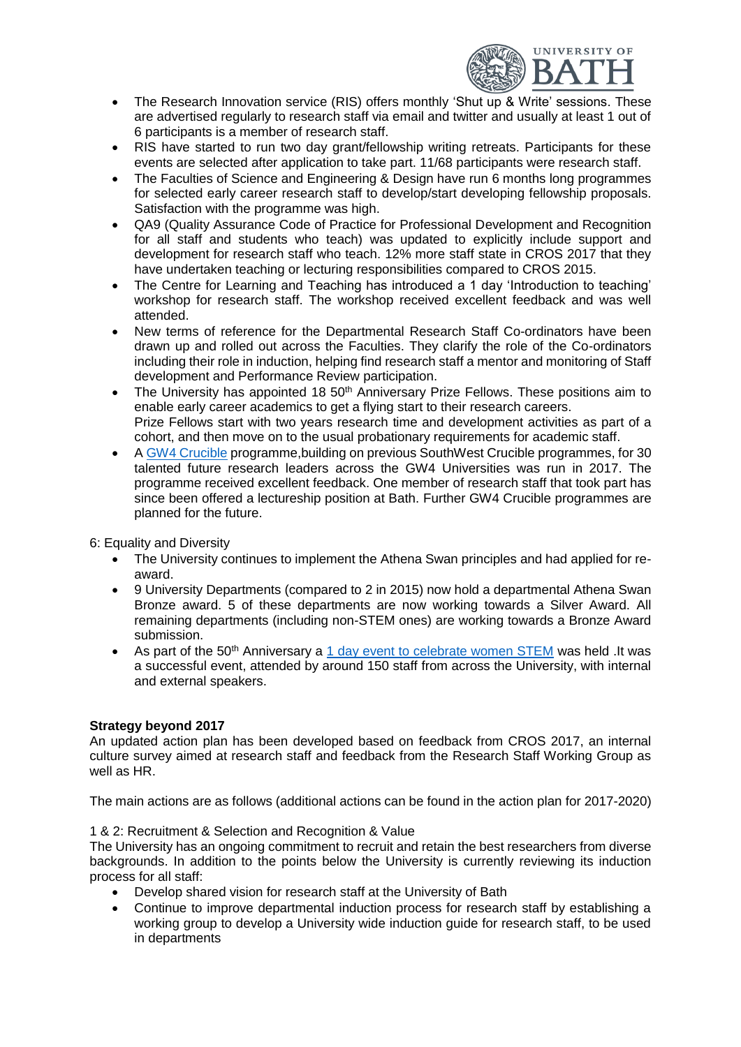- The Research Innovation service (RIS) offers monthly 'Shut up & Write' sessions. These are advertised regularly to research staff via email and twitter and usually at least 1 out of 6 participants is a member of research staff.
- RIS have started to run two day grant/fellowship writing retreats. Participants for these events are selected after application to take part. 11/68 participants were research staff.
- The Faculties of Science and Engineering & Design have run 6 months long programmes for selected early career research staff to develop/start developing fellowship proposals. Satisfaction with the programme was high.
- QA9 (Quality Assurance Code of Practice for Professional Development and Recognition for all staff and students who teach) was updated to explicitly include support and development for research staff who teach. 12% more staff state in CROS 2017 that they have undertaken teaching or lecturing responsibilities compared to CROS 2015.
- The Centre for Learning and Teaching has introduced a 1 day 'Introduction to teaching' workshop for research staff. The workshop received excellent feedback and was well attended.
- New terms of reference for the Departmental Research Staff Co-ordinators have been drawn up and rolled out across the Faculties. They clarify the role of the Co-ordinators including their role in induction, helping find research staff a mentor and monitoring of Staff development and Performance Review participation.
- The University has appointed 18 50th Anniversary Prize Fellows. These positions aim to enable early career academics to get a flying start to their research careers.
  Prize Fellows start with two years research time and development activities as part of a cohort, and then move on to the usual probationary requirements for academic staff.
- A GW4 Crucible programme,building on previous SouthWest Crucible programmes, for 30 talented future research leaders across the GW4 Universities was run in 2017. The programme received excellent feedback. One member of research staff that took part has since been offered a lectureship position at Bath. Further GW4 Crucible programmes are planned for the future.

6: Equality and Diversity

- The University continues to implement the Athena Swan principles and had applied for re-award.
- 9 University Departments (compared to 2 in 2015) now hold a departmental Athena Swan Bronze award. 5 of these departments are now working towards a Silver Award. All remaining departments (including non-STEM ones) are working towards a Bronze Award submission.
- As part of the 50th Anniversary a 1 day event to celebrate women STEM was held .It was a successful event, attended by around 150 staff from across the University, with internal and external speakers.

**Strategy beyond 2017**

An updated action plan has been developed based on feedback from CROS 2017, an internal culture survey aimed at research staff and feedback from the Research Staff Working Group as well as HR.

The main actions are as follows (additional actions can be found in the action plan for 2017-2020)

1 & 2: Recruitment & Selection and Recognition & Value

The University has an ongoing commitment to recruit and retain the best researchers from diverse backgrounds. In addition to the points below the University is currently reviewing its induction process for all staff:

- Develop shared vision for research staff at the University of Bath
- Continue to improve departmental induction process for research staff by establishing a working group to develop a University wide induction guide for research staff, to be used in departments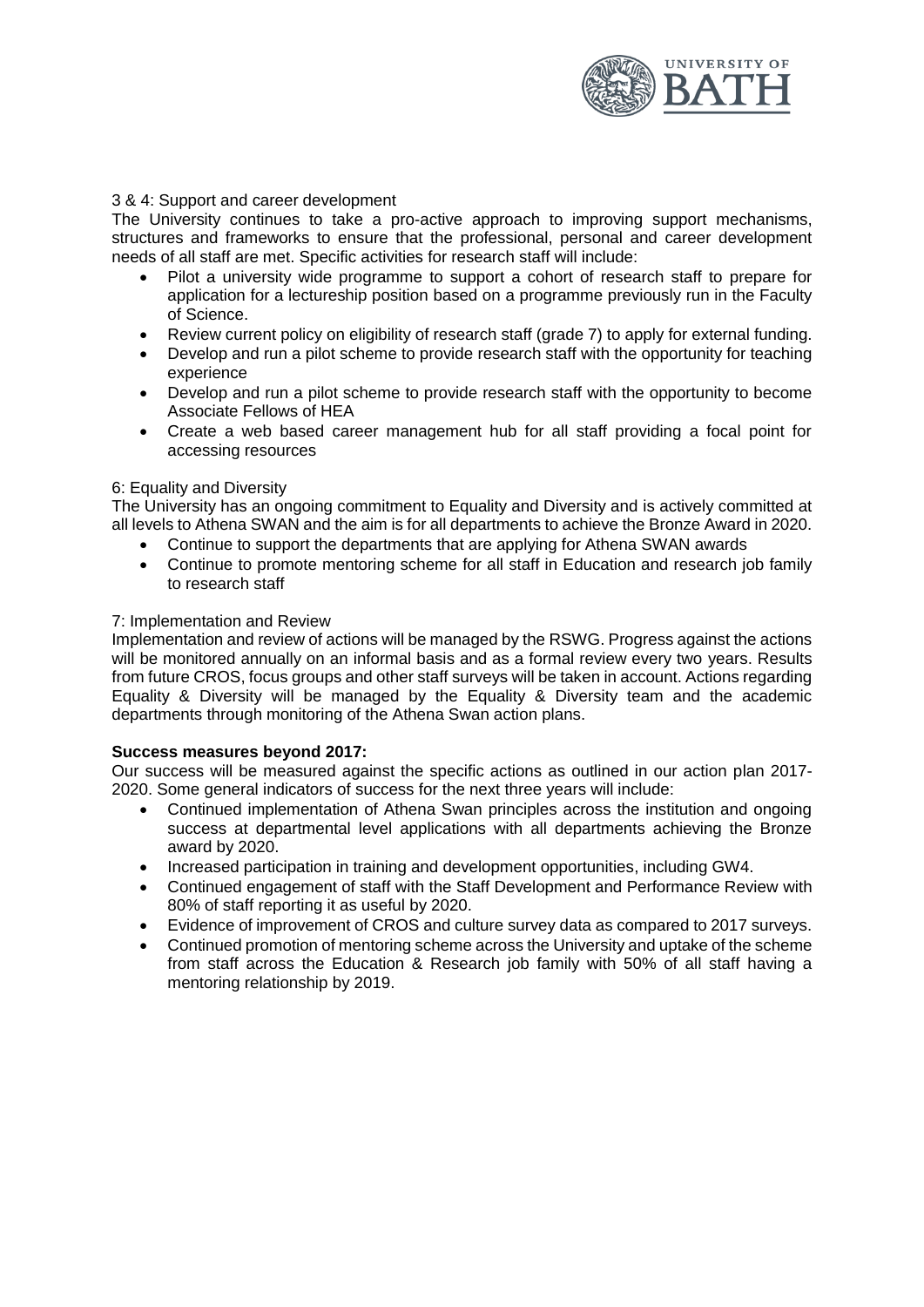3 & 4: Support and career development

The University continues to take a pro-active approach to improving support mechanisms, structures and frameworks to ensure that the professional, personal and career development needs of all staff are met. Specific activities for research staff will include:

- Pilot a university wide programme to support a cohort of research staff to prepare for application for a lectureship position based on a programme previously run in the Faculty of Science.
- Review current policy on eligibility of research staff (grade 7) to apply for external funding.
- Develop and run a pilot scheme to provide research staff with the opportunity for teaching experience
- Develop and run a pilot scheme to provide research staff with the opportunity to become Associate Fellows of HEA
- Create a web based career management hub for all staff providing a focal point for accessing resources

6: Equality and Diversity

The University has an ongoing commitment to Equality and Diversity and is actively committed at all levels to Athena SWAN and the aim is for all departments to achieve the Bronze Award in 2020.

- Continue to support the departments that are applying for Athena SWAN awards
- Continue to promote mentoring scheme for all staff in Education and research job family to research staff

7: Implementation and Review

Implementation and review of actions will be managed by the RSWG. Progress against the actions will be monitored annually on an informal basis and as a formal review every two years. Results from future CROS, focus groups and other staff surveys will be taken in account. Actions regarding Equality & Diversity will be managed by the Equality & Diversity team and the academic departments through monitoring of the Athena Swan action plans.

**Success measures beyond 2017:**

Our success will be measured against the specific actions as outlined in our action plan 2017-2020. Some general indicators of success for the next three years will include:

- Continued implementation of Athena Swan principles across the institution and ongoing success at departmental level applications with all departments achieving the Bronze award by 2020.
- Increased participation in training and development opportunities, including GW4.
- Continued engagement of staff with the Staff Development and Performance Review with 80% of staff reporting it as useful by 2020.
- Evidence of improvement of CROS and culture survey data as compared to 2017 surveys.
- Continued promotion of mentoring scheme across the University and uptake of the scheme from staff across the Education & Research job family with 50% of all staff having a mentoring relationship by 2019.